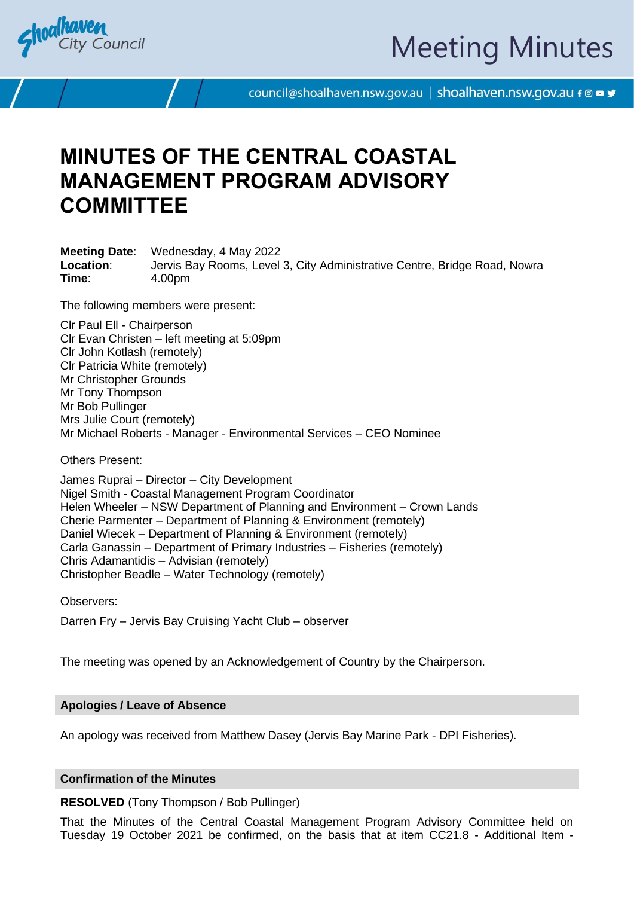# MINUTES OF THE CENTRAL COASTAL MANAGEMENT PROGRAM ADVISORY COMMITTEE

**Meeting Date**: Wednesday, 4 May 2022
**Location**: Jervis Bay Rooms, Level 3, City Administrative Centre, Bridge Road, Nowra
**Time**: 4.00pm

The following members were present:

Clr Paul Ell - Chairperson
Clr Evan Christen – left meeting at 5:09pm
Clr John Kotlash (remotely)
Clr Patricia White (remotely)
Mr Christopher Grounds
Mr Tony Thompson
Mr Bob Pullinger
Mrs Julie Court (remotely)
Mr Michael Roberts - Manager - Environmental Services – CEO Nominee

Others Present:

James Ruprai – Director – City Development
Nigel Smith - Coastal Management Program Coordinator
Helen Wheeler – NSW Department of Planning and Environment – Crown Lands
Cherie Parmenter – Department of Planning & Environment (remotely)
Daniel Wiecek – Department of Planning & Environment (remotely)
Carla Ganassin – Department of Primary Industries – Fisheries (remotely)
Chris Adamantidis – Advisian (remotely)
Christopher Beadle – Water Technology (remotely)

Observers:

Darren Fry – Jervis Bay Cruising Yacht Club – observer

The meeting was opened by an Acknowledgement of Country by the Chairperson.

## Apologies / Leave of Absence

An apology was received from Matthew Dasey (Jervis Bay Marine Park - DPI Fisheries).

## Confirmation of the Minutes

**RESOLVED** (Tony Thompson / Bob Pullinger)

That the Minutes of the Central Coastal Management Program Advisory Committee held on Tuesday 19 October 2021 be confirmed, on the basis that at item CC21.8 - Additional Item -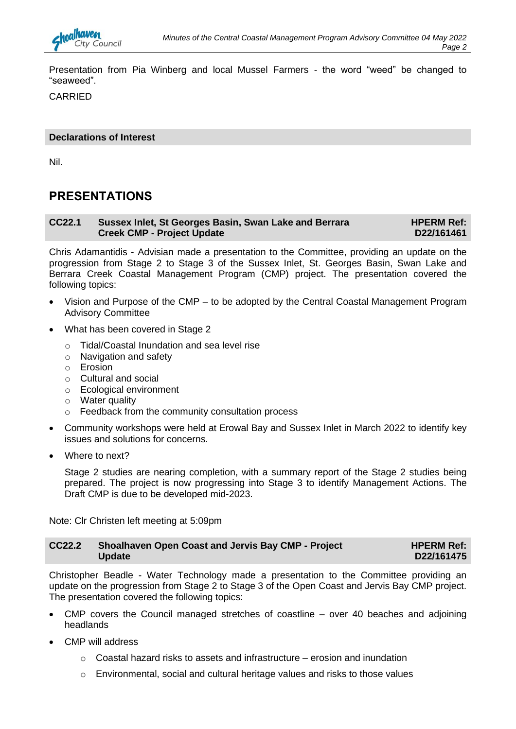Presentation from Pia Winberg and local Mussel Farmers - the word "weed" be changed to "seaweed".

CARRIED

### Declarations of Interest

Nil.

## PRESENTATIONS

### CC22.1 Sussex Inlet, St Georges Basin, Swan Lake and Berrara Creek CMP - Project Update — HPERM Ref: D22/161461

Chris Adamantidis - Advisian made a presentation to the Committee, providing an update on the progression from Stage 2 to Stage 3 of the Sussex Inlet, St. Georges Basin, Swan Lake and Berrara Creek Coastal Management Program (CMP) project. The presentation covered the following topics:

- Vision and Purpose of the CMP – to be adopted by the Central Coastal Management Program Advisory Committee
- What has been covered in Stage 2
  - Tidal/Coastal Inundation and sea level rise
  - Navigation and safety
  - Erosion
  - Cultural and social
  - Ecological environment
  - Water quality
  - Feedback from the community consultation process
- Community workshops were held at Erowal Bay and Sussex Inlet in March 2022 to identify key issues and solutions for concerns.
- Where to next?

  Stage 2 studies are nearing completion, with a summary report of the Stage 2 studies being prepared. The project is now progressing into Stage 3 to identify Management Actions. The Draft CMP is due to be developed mid-2023.

Note: Clr Christen left meeting at 5:09pm

### CC22.2 Shoalhaven Open Coast and Jervis Bay CMP - Project Update — HPERM Ref: D22/161475

Christopher Beadle - Water Technology made a presentation to the Committee providing an update on the progression from Stage 2 to Stage 3 of the Open Coast and Jervis Bay CMP project. The presentation covered the following topics:

- CMP covers the Council managed stretches of coastline – over 40 beaches and adjoining headlands
- CMP will address
  - Coastal hazard risks to assets and infrastructure – erosion and inundation
  - Environmental, social and cultural heritage values and risks to those values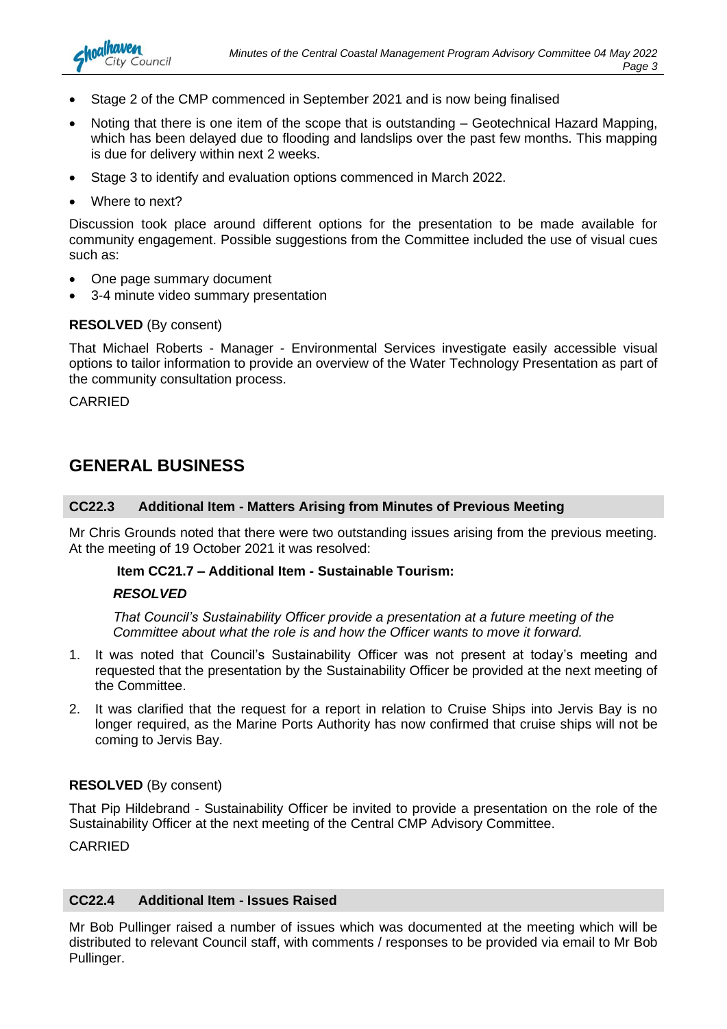- Stage 2 of the CMP commenced in September 2021 and is now being finalised
- Noting that there is one item of the scope that is outstanding – Geotechnical Hazard Mapping, which has been delayed due to flooding and landslips over the past few months. This mapping is due for delivery within next 2 weeks.
- Stage 3 to identify and evaluation options commenced in March 2022.
- Where to next?

Discussion took place around different options for the presentation to be made available for community engagement. Possible suggestions from the Committee included the use of visual cues such as:

- One page summary document
- 3-4 minute video summary presentation

**RESOLVED** (By consent)

That Michael Roberts - Manager - Environmental Services investigate easily accessible visual options to tailor information to provide an overview of the Water Technology Presentation as part of the community consultation process.

CARRIED

## GENERAL BUSINESS

### CC22.3 Additional Item - Matters Arising from Minutes of Previous Meeting

Mr Chris Grounds noted that there were two outstanding issues arising from the previous meeting. At the meeting of 19 October 2021 it was resolved:

> **Item CC21.7 – Additional Item - Sustainable Tourism:**
>
> ***RESOLVED***
>
> *That Council's Sustainability Officer provide a presentation at a future meeting of the Committee about what the role is and how the Officer wants to move it forward.*

1. It was noted that Council's Sustainability Officer was not present at today's meeting and requested that the presentation by the Sustainability Officer be provided at the next meeting of the Committee.
2. It was clarified that the request for a report in relation to Cruise Ships into Jervis Bay is no longer required, as the Marine Ports Authority has now confirmed that cruise ships will not be coming to Jervis Bay.

**RESOLVED** (By consent)

That Pip Hildebrand - Sustainability Officer be invited to provide a presentation on the role of the Sustainability Officer at the next meeting of the Central CMP Advisory Committee.

CARRIED

### CC22.4 Additional Item - Issues Raised

Mr Bob Pullinger raised a number of issues which was documented at the meeting which will be distributed to relevant Council staff, with comments / responses to be provided via email to Mr Bob Pullinger.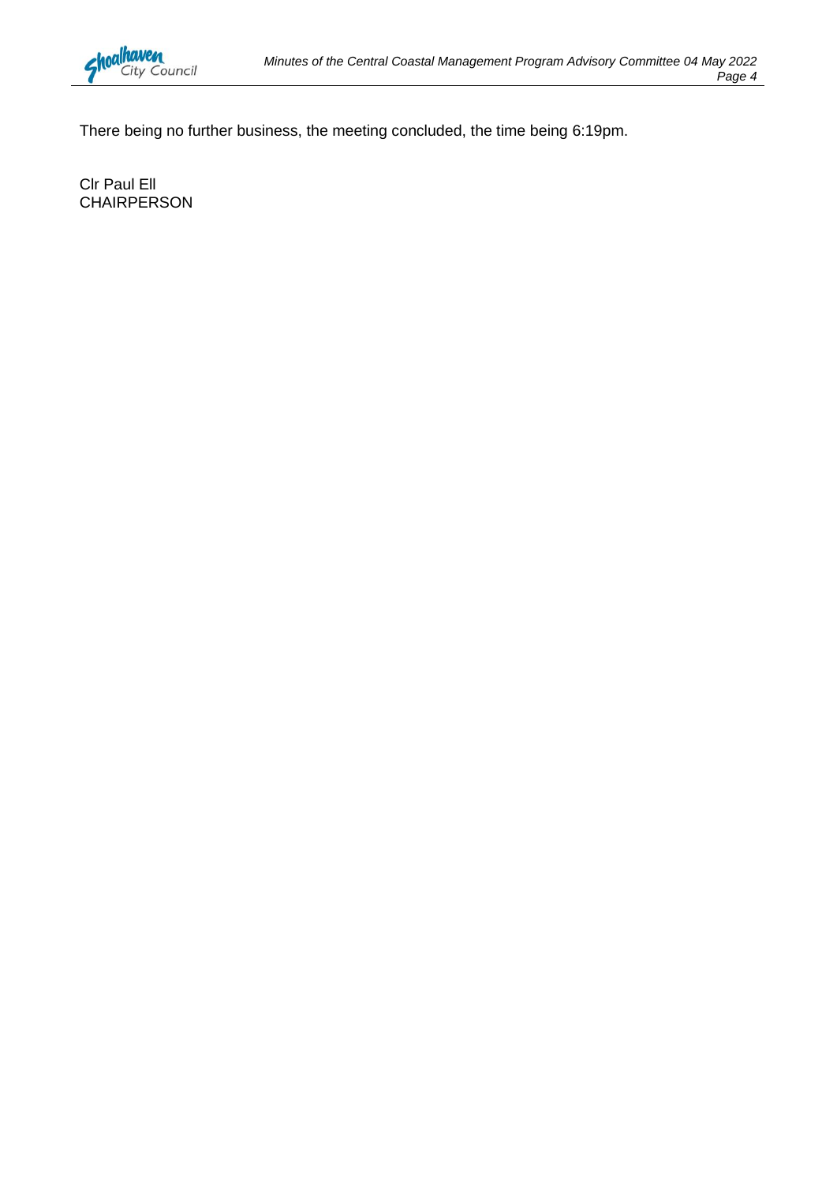There being no further business, the meeting concluded, the time being 6:19pm.

Clr Paul Ell
CHAIRPERSON